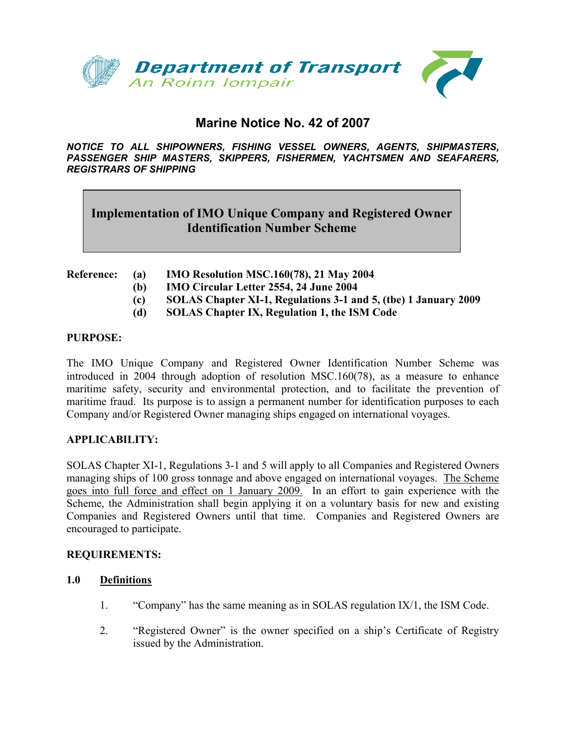Department of Transport
An Roinn Iompair

# Marine Notice No. 42 of 2007

***NOTICE TO ALL SHIPOWNERS, FISHING VESSEL OWNERS, AGENTS, SHIPMASTERS, PASSENGER SHIP MASTERS, SKIPPERS, FISHERMEN, YACHTSMEN AND SEAFARERS, REGISTRARS OF SHIPPING***

## Implementation of IMO Unique Company and Registered Owner Identification Number Scheme

**Reference:**
- **(a) IMO Resolution MSC.160(78), 21 May 2004**
- **(b) IMO Circular Letter 2554, 24 June 2004**
- **(c) SOLAS Chapter XI-1, Regulations 3-1 and 5, (tbe) 1 January 2009**
- **(d) SOLAS Chapter IX, Regulation 1, the ISM Code**

**PURPOSE:**

The IMO Unique Company and Registered Owner Identification Number Scheme was introduced in 2004 through adoption of resolution MSC.160(78), as a measure to enhance maritime safety, security and environmental protection, and to facilitate the prevention of maritime fraud. Its purpose is to assign a permanent number for identification purposes to each Company and/or Registered Owner managing ships engaged on international voyages.

**APPLICABILITY:**

SOLAS Chapter XI-1, Regulations 3-1 and 5 will apply to all Companies and Registered Owners managing ships of 100 gross tonnage and above engaged on international voyages. The Scheme goes into full force and effect on 1 January 2009. In an effort to gain experience with the Scheme, the Administration shall begin applying it on a voluntary basis for new and existing Companies and Registered Owners until that time. Companies and Registered Owners are encouraged to participate.

**REQUIREMENTS:**

**1.0 Definitions**

1. "Company" has the same meaning as in SOLAS regulation IX/1, the ISM Code.

2. "Registered Owner" is the owner specified on a ship's Certificate of Registry issued by the Administration.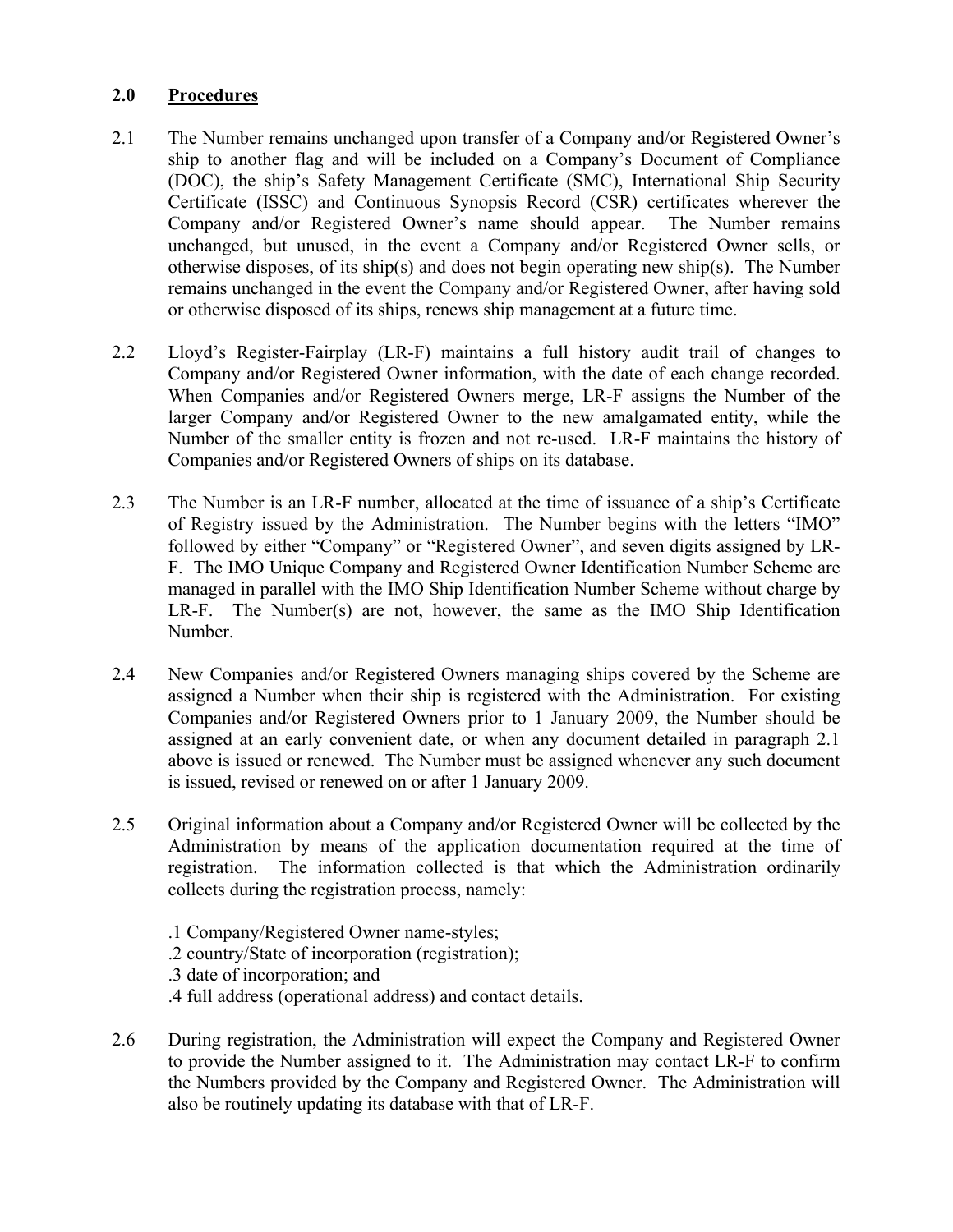## 2.0 Procedures

2.1 The Number remains unchanged upon transfer of a Company and/or Registered Owner's ship to another flag and will be included on a Company's Document of Compliance (DOC), the ship's Safety Management Certificate (SMC), International Ship Security Certificate (ISSC) and Continuous Synopsis Record (CSR) certificates wherever the Company and/or Registered Owner's name should appear. The Number remains unchanged, but unused, in the event a Company and/or Registered Owner sells, or otherwise disposes, of its ship(s) and does not begin operating new ship(s). The Number remains unchanged in the event the Company and/or Registered Owner, after having sold or otherwise disposed of its ships, renews ship management at a future time.

2.2 Lloyd's Register-Fairplay (LR-F) maintains a full history audit trail of changes to Company and/or Registered Owner information, with the date of each change recorded. When Companies and/or Registered Owners merge, LR-F assigns the Number of the larger Company and/or Registered Owner to the new amalgamated entity, while the Number of the smaller entity is frozen and not re-used. LR-F maintains the history of Companies and/or Registered Owners of ships on its database.

2.3 The Number is an LR-F number, allocated at the time of issuance of a ship's Certificate of Registry issued by the Administration. The Number begins with the letters "IMO" followed by either "Company" or "Registered Owner", and seven digits assigned by LR-F. The IMO Unique Company and Registered Owner Identification Number Scheme are managed in parallel with the IMO Ship Identification Number Scheme without charge by LR-F. The Number(s) are not, however, the same as the IMO Ship Identification Number.

2.4 New Companies and/or Registered Owners managing ships covered by the Scheme are assigned a Number when their ship is registered with the Administration. For existing Companies and/or Registered Owners prior to 1 January 2009, the Number should be assigned at an early convenient date, or when any document detailed in paragraph 2.1 above is issued or renewed. The Number must be assigned whenever any such document is issued, revised or renewed on or after 1 January 2009.

2.5 Original information about a Company and/or Registered Owner will be collected by the Administration by means of the application documentation required at the time of registration. The information collected is that which the Administration ordinarily collects during the registration process, namely:

.1 Company/Registered Owner name-styles;
.2 country/State of incorporation (registration);
.3 date of incorporation; and
.4 full address (operational address) and contact details.

2.6 During registration, the Administration will expect the Company and Registered Owner to provide the Number assigned to it. The Administration may contact LR-F to confirm the Numbers provided by the Company and Registered Owner. The Administration will also be routinely updating its database with that of LR-F.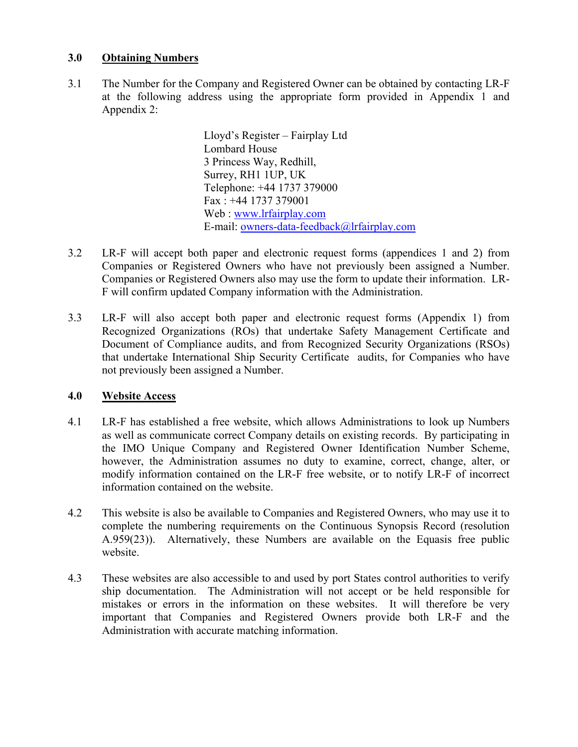## 3.0 Obtaining Numbers

3.1 The Number for the Company and Registered Owner can be obtained by contacting LR-F at the following address using the appropriate form provided in Appendix 1 and Appendix 2:

> Lloyd's Register – Fairplay Ltd
> Lombard House
> 3 Princess Way, Redhill,
> Surrey, RH1 1UP, UK
> Telephone: +44 1737 379000
> Fax : +44 1737 379001
> Web : www.lrfairplay.com
> E-mail: owners-data-feedback@lrfairplay.com

3.2 LR-F will accept both paper and electronic request forms (appendices 1 and 2) from Companies or Registered Owners who have not previously been assigned a Number. Companies or Registered Owners also may use the form to update their information. LR-F will confirm updated Company information with the Administration.

3.3 LR-F will also accept both paper and electronic request forms (Appendix 1) from Recognized Organizations (ROs) that undertake Safety Management Certificate and Document of Compliance audits, and from Recognized Security Organizations (RSOs) that undertake International Ship Security Certificate audits, for Companies who have not previously been assigned a Number.

## 4.0 Website Access

4.1 LR-F has established a free website, which allows Administrations to look up Numbers as well as communicate correct Company details on existing records. By participating in the IMO Unique Company and Registered Owner Identification Number Scheme, however, the Administration assumes no duty to examine, correct, change, alter, or modify information contained on the LR-F free website, or to notify LR-F of incorrect information contained on the website.

4.2 This website is also be available to Companies and Registered Owners, who may use it to complete the numbering requirements on the Continuous Synopsis Record (resolution A.959(23)). Alternatively, these Numbers are available on the Equasis free public website.

4.3 These websites are also accessible to and used by port States control authorities to verify ship documentation. The Administration will not accept or be held responsible for mistakes or errors in the information on these websites. It will therefore be very important that Companies and Registered Owners provide both LR-F and the Administration with accurate matching information.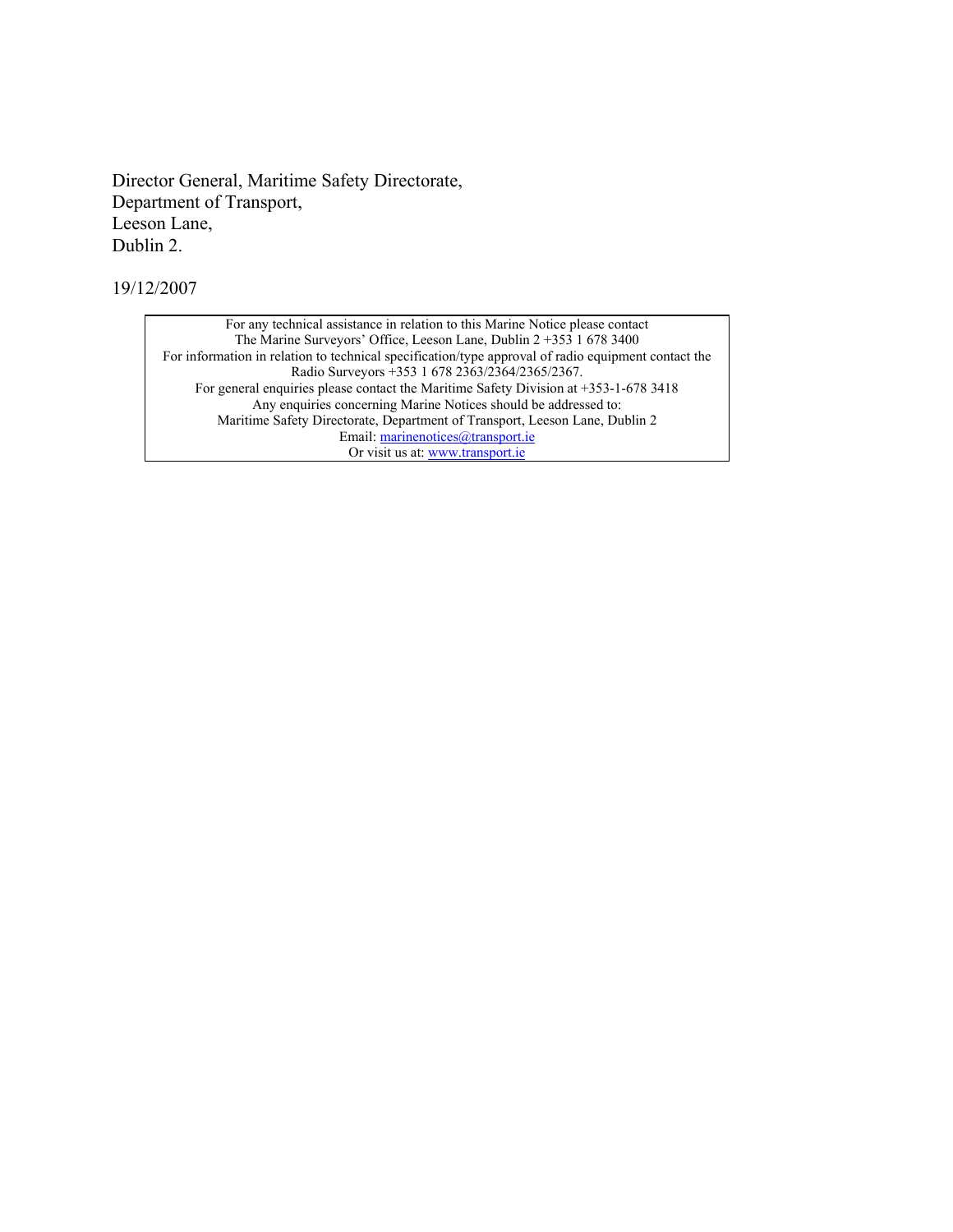Director General, Maritime Safety Directorate,
Department of Transport,
Leeson Lane,
Dublin 2.

19/12/2007

| For any technical assistance in relation to this Marine Notice please contact The Marine Surveyors' Office, Leeson Lane, Dublin 2 +353 1 678 3400 For information in relation to technical specification/type approval of radio equipment contact the Radio Surveyors +353 1 678 2363/2364/2365/2367. For general enquiries please contact the Maritime Safety Division at +353-1-678 3418 Any enquiries concerning Marine Notices should be addressed to: Maritime Safety Directorate, Department of Transport, Leeson Lane, Dublin 2 Email: marinenotices@transport.ie Or visit us at: www.transport.ie |
|---|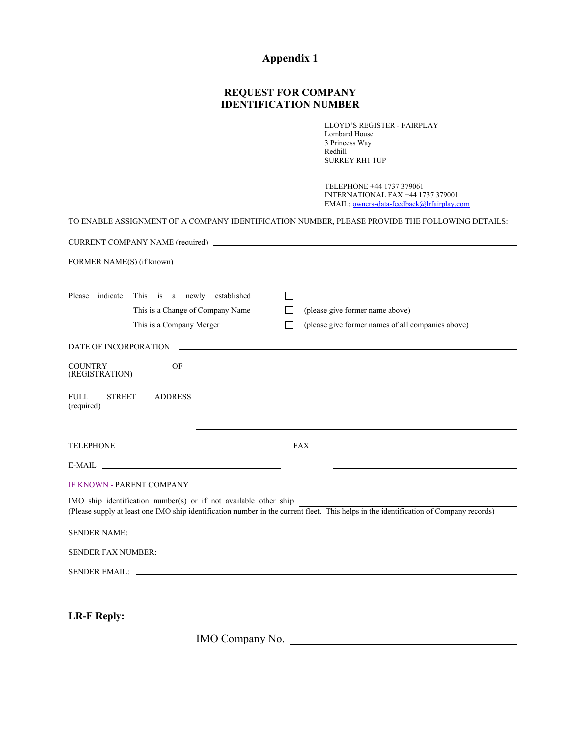# Appendix 1

## REQUEST FOR COMPANY IDENTIFICATION NUMBER

LLOYD'S REGISTER - FAIRPLAY
Lombard House
3 Princess Way
Redhill
SURREY RH1 1UP

TELEPHONE +44 1737 379061
INTERNATIONAL FAX +44 1737 379001
EMAIL: owners-data-feedback@lrfairplay.com

TO ENABLE ASSIGNMENT OF A COMPANY IDENTIFICATION NUMBER, PLEASE PROVIDE THE FOLLOWING DETAILS:

CURRENT COMPANY NAME (required) ____________________

FORMER NAME(S) (if known) ____________________

Please indicate
- This is a newly established ☐
- This is a Change of Company Name ☐ (please give former name above)
- This is a Company Merger ☐ (please give former names of all companies above)

DATE OF INCORPORATION ____________________

COUNTRY OF (REGISTRATION) ____________________

FULL STREET ADDRESS (required) ____________________

____________________

____________________

TELEPHONE ____________________ FAX ____________________

E-MAIL ____________________ ____________________

IF KNOWN - PARENT COMPANY

IMO ship identification number(s) or if not available other ship ____________________
(Please supply at least one IMO ship identification number in the current fleet. This helps in the identification of Company records)

SENDER NAME: ____________________

SENDER FAX NUMBER: ____________________

SENDER EMAIL: ____________________

**LR-F Reply:**

IMO Company No. ____________________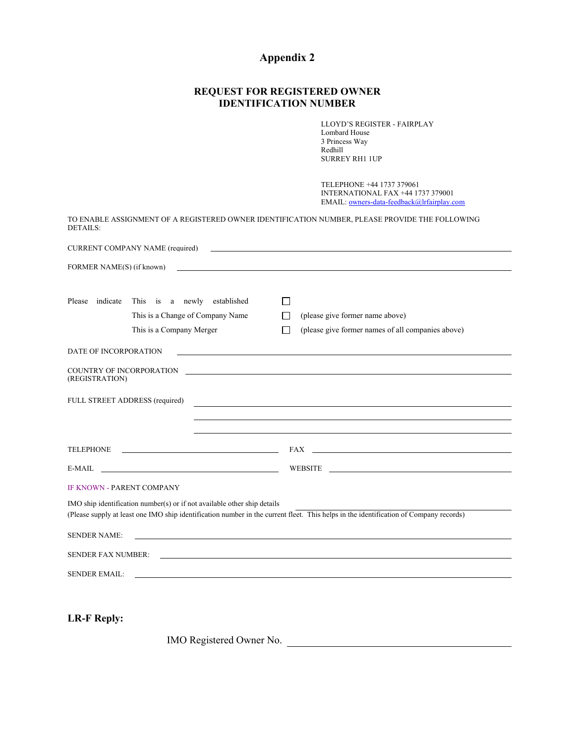# Appendix 2

## REQUEST FOR REGISTERED OWNER IDENTIFICATION NUMBER

LLOYD'S REGISTER - FAIRPLAY
Lombard House
3 Princess Way
Redhill
SURREY RH1 1UP

TELEPHONE +44 1737 379061
INTERNATIONAL FAX +44 1737 379001
EMAIL: owners-data-feedback@lrfairplay.com

TO ENABLE ASSIGNMENT OF A REGISTERED OWNER IDENTIFICATION NUMBER, PLEASE PROVIDE THE FOLLOWING DETAILS:

CURRENT COMPANY NAME (required) ______________________________

FORMER NAME(S) (if known) ______________________________

Please indicate
- This is a newly established ☐
- This is a Change of Company Name ☐ (please give former name above)
- This is a Company Merger ☐ (please give former names of all companies above)

DATE OF INCORPORATION ______________________________

COUNTRY OF INCORPORATION (REGISTRATION) ______________________________

FULL STREET ADDRESS (required) ______________________________

______________________________

______________________________

TELEPHONE ____________________ FAX ____________________

E-MAIL ____________________ WEBSITE ____________________

IF KNOWN - PARENT COMPANY

IMO ship identification number(s) or if not available other ship details ______________________________
(Please supply at least one IMO ship identification number in the current fleet. This helps in the identification of Company records)

SENDER NAME: ______________________________

SENDER FAX NUMBER: ______________________________

SENDER EMAIL: ______________________________

**LR-F Reply:**

IMO Registered Owner No. ______________________________